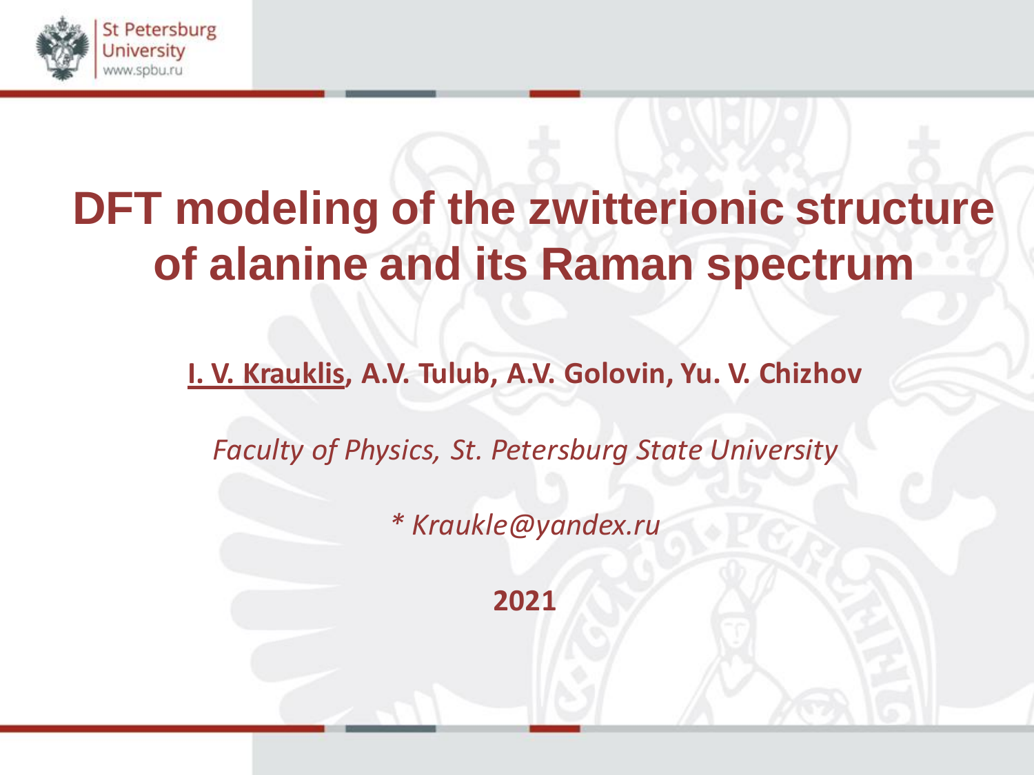# DFT modeling of the zwitterionic structure of alanine and its Raman spectrum

**I. V. Krauklis, A.V. Tulub, A.V. Golovin, Yu. V. Chizhov**

*Faculty of Physics, St. Petersburg State University*

** Kraukle@yandex.ru*

**2021**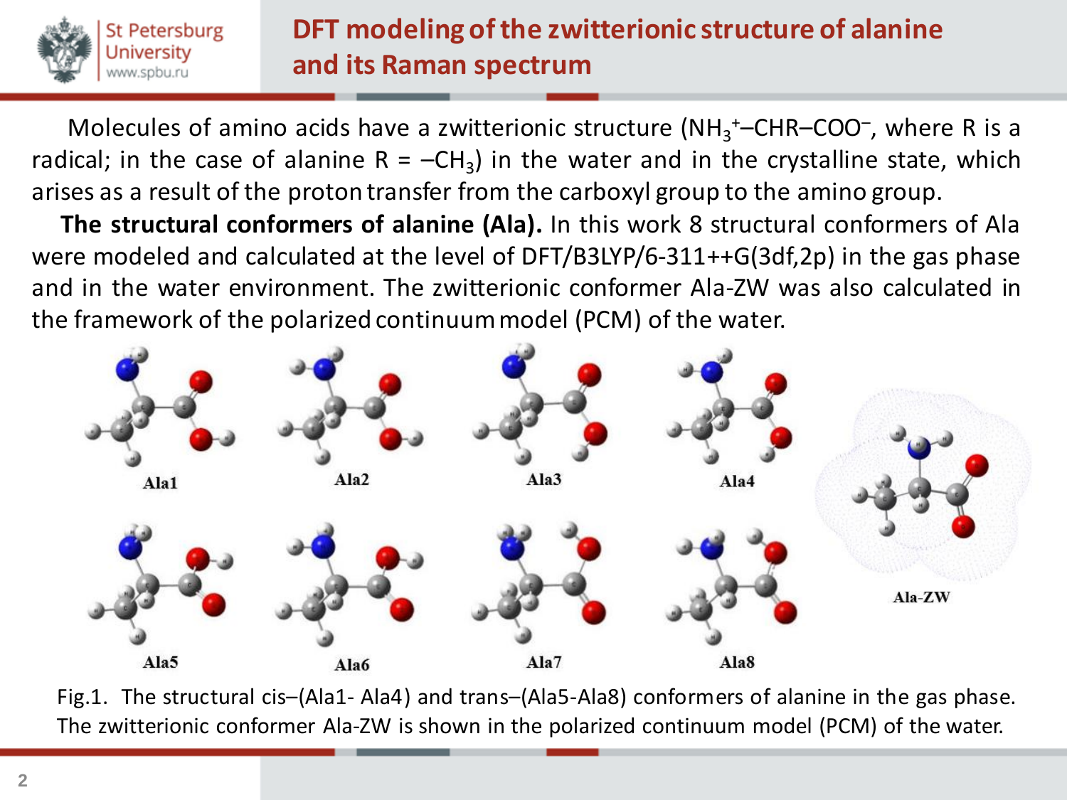# DFT modeling of the zwitterionic structure of alanine and its Raman spectrum

Molecules of amino acids have a zwitterionic structure ($NH_3^+$–CHR–$COO^-$, where R is a radical; in the case of alanine R = –$CH_3$) in the water and in the crystalline state, which arises as a result of the proton transfer from the carboxyl group to the amino group.

**The structural conformers of alanine (Ala).** In this work 8 structural conformers of Ala were modeled and calculated at the level of DFT/B3LYP/6-311++G(3df,2p) in the gas phase and in the water environment. The zwitterionic conformer Ala-ZW was also calculated in the framework of the polarized continuum model (PCM) of the water.

Ala1 Ala2 Ala3 Ala4 Ala-ZW

Ala5 Ala6 Ala7 Ala8

Fig.1. The structural cis–(Ala1- Ala4) and trans–(Ala5-Ala8) conformers of alanine in the gas phase. The zwitterionic conformer Ala-ZW is shown in the polarized continuum model (PCM) of the water.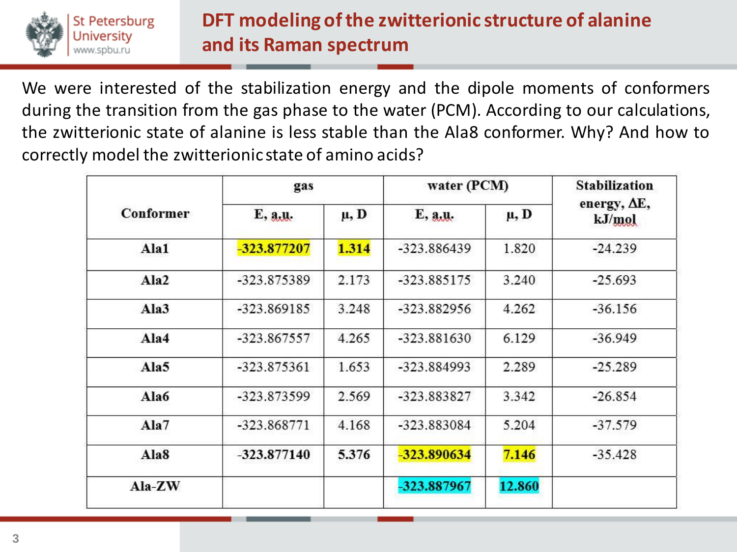# DFT modeling of the zwitterionic structure of alanine and its Raman spectrum

We were interested of the stabilization energy and the dipole moments of conformers during the transition from the gas phase to the water (PCM). According to our calculations, the zwitterionic state of alanine is less stable than the Ala8 conformer. Why? And how to correctly model the zwitterionic state of amino acids?

| Conformer | gas | | water (PCM) | | Stabilization energy, ΔE, kJ/mol |
|---|---|---|---|---|---|
| | E, a.u. | μ, D | E, a.u. | μ, D | |
| Ala1 | -323.877207 | 1.314 | -323.886439 | 1.820 | -24.239 |
| Ala2 | -323.875389 | 2.173 | -323.885175 | 3.240 | -25.693 |
| Ala3 | -323.869185 | 3.248 | -323.882956 | 4.262 | -36.156 |
| Ala4 | -323.867557 | 4.265 | -323.881630 | 6.129 | -36.949 |
| Ala5 | -323.875361 | 1.653 | -323.884993 | 2.289 | -25.289 |
| Ala6 | -323.873599 | 2.569 | -323.883827 | 3.342 | -26.854 |
| Ala7 | -323.868771 | 4.168 | -323.883084 | 5.204 | -37.579 |
| Ala8 | -323.877140 | 5.376 | -323.890634 | 7.146 | -35.428 |
| Ala-ZW | | | -323.887967 | 12.860 | |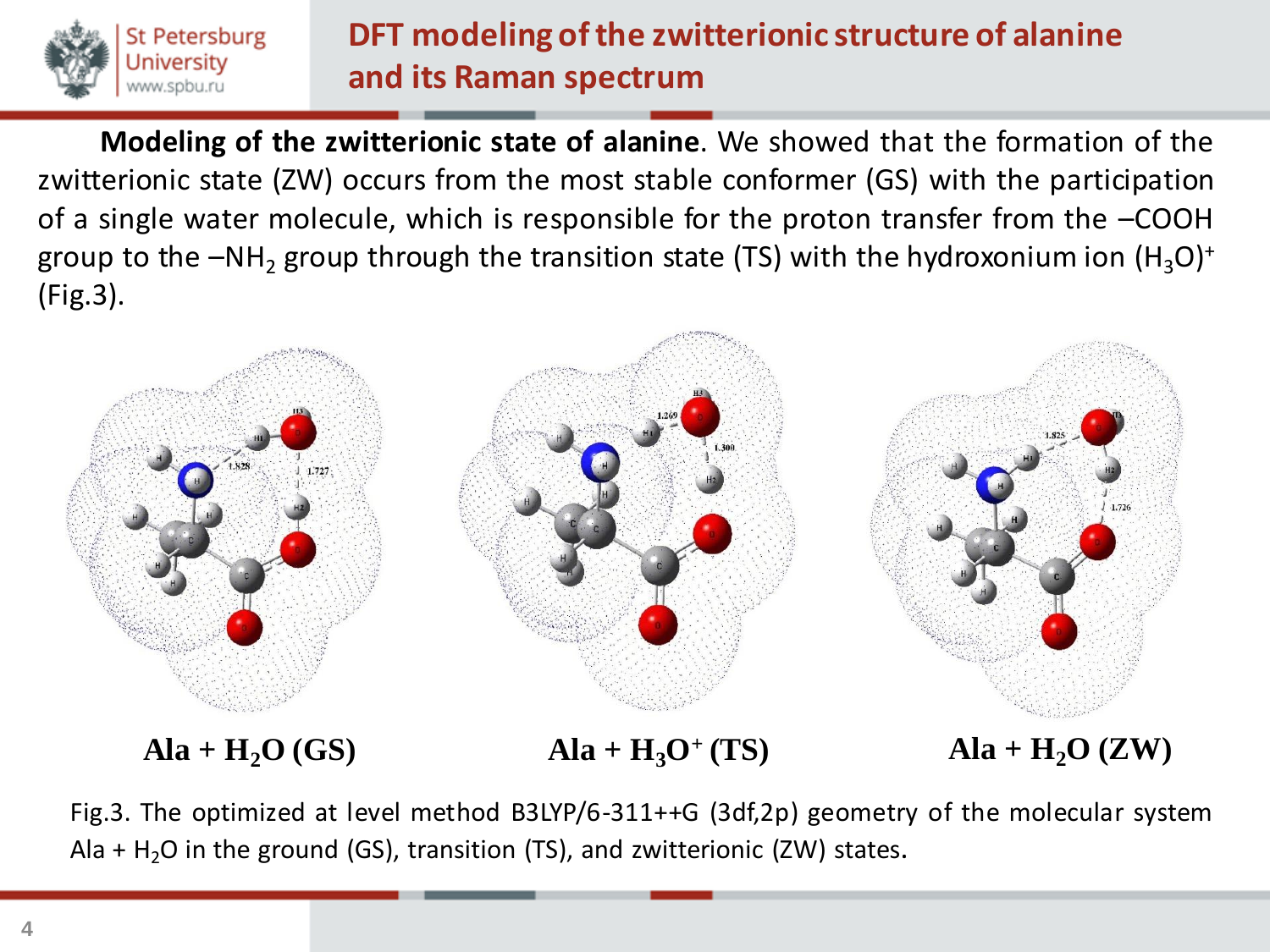# DFT modeling of the zwitterionic structure of alanine and its Raman spectrum

**Modeling of the zwitterionic state of alanine**. We showed that the formation of the zwitterionic state (ZW) occurs from the most stable conformer (GS) with the participation of a single water molecule, which is responsible for the proton transfer from the –COOH group to the –$NH_2$ group through the transition state (TS) with the hydroxonium ion $(H_3O)^+$ (Fig.3).

Ala + $H_2O$ (GS) | Ala + $H_3O^+$ (TS) | Ala + $H_2O$ (ZW)

Fig.3. The optimized at level method B3LYP/6-311++G (3df,2p) geometry of the molecular system Ala + $H_2O$ in the ground (GS), transition (TS), and zwitterionic (ZW) states.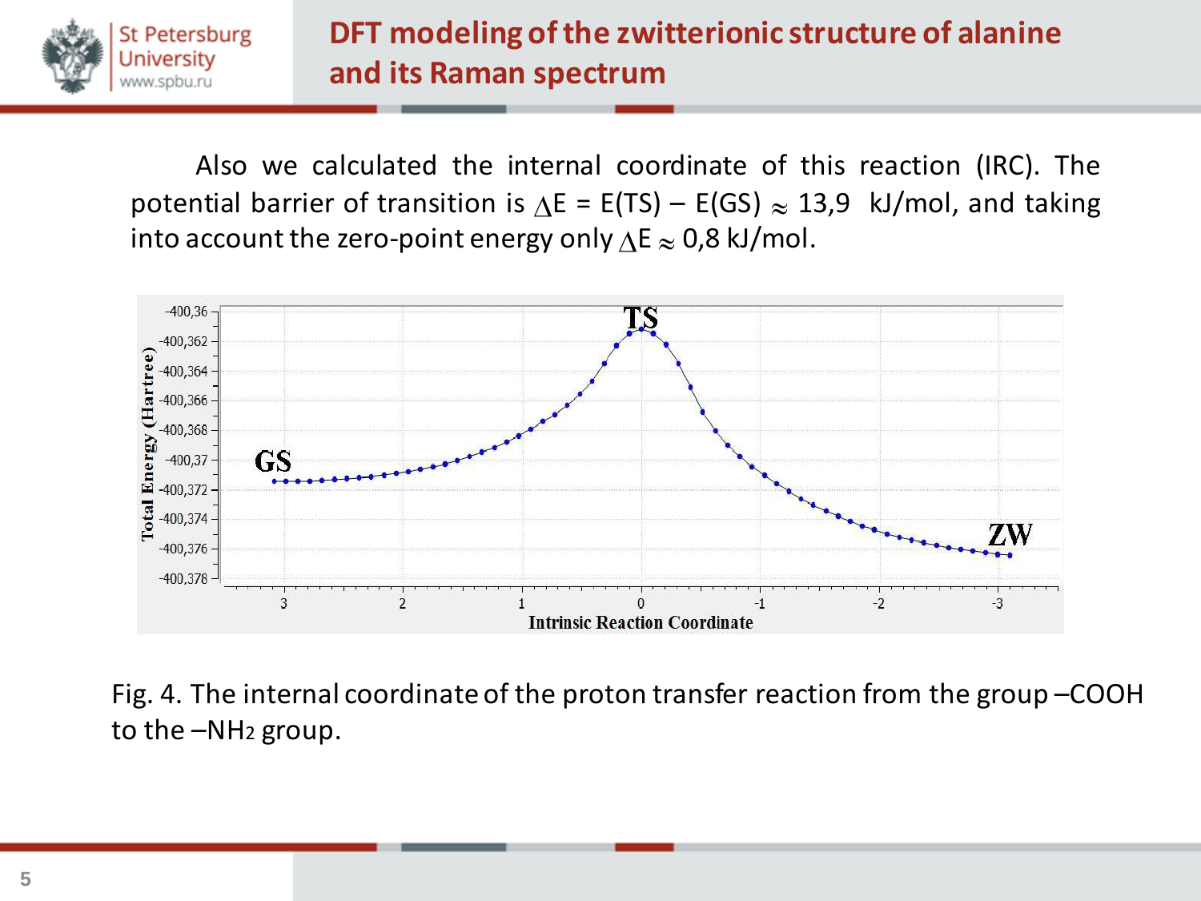# DFT modeling of the zwitterionic structure of alanine and its Raman spectrum

Also we calculated the internal coordinate of this reaction (IRC). The potential barrier of transition is $\Delta E = E(TS) - E(GS) \approx 13{,}9$ kJ/mol, and taking into account the zero-point energy only $\Delta E \approx 0{,}8$ kJ/mol.

Fig. 4. The internal coordinate of the proton transfer reaction from the group –COOH to the $-NH_2$ group.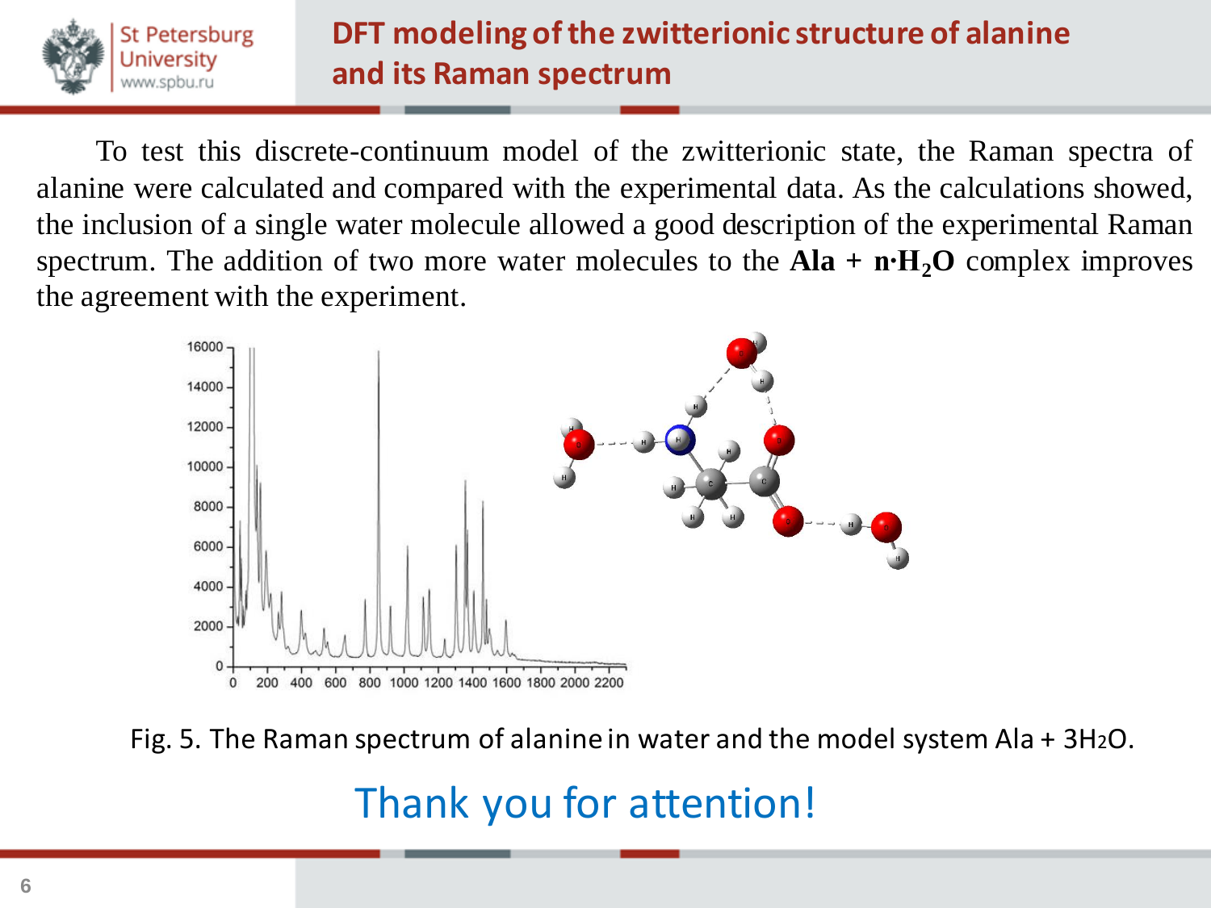# DFT modeling of the zwitterionic structure of alanine and its Raman spectrum

To test this discrete-continuum model of the zwitterionic state, the Raman spectra of alanine were calculated and compared with the experimental data. As the calculations showed, the inclusion of a single water molecule allowed a good description of the experimental Raman spectrum. The addition of two more water molecules to the **Ala + n·$H_2$O** complex improves the agreement with the experiment.

16000
14000
12000
10000
8000
6000
4000
2000
0

0 200 400 600 800 1000 1200 1400 1600 1800 2000 2200

Fig. 5. The Raman spectrum of alanine in water and the model system Ala + 3$H_2$O.

Thank you for attention!